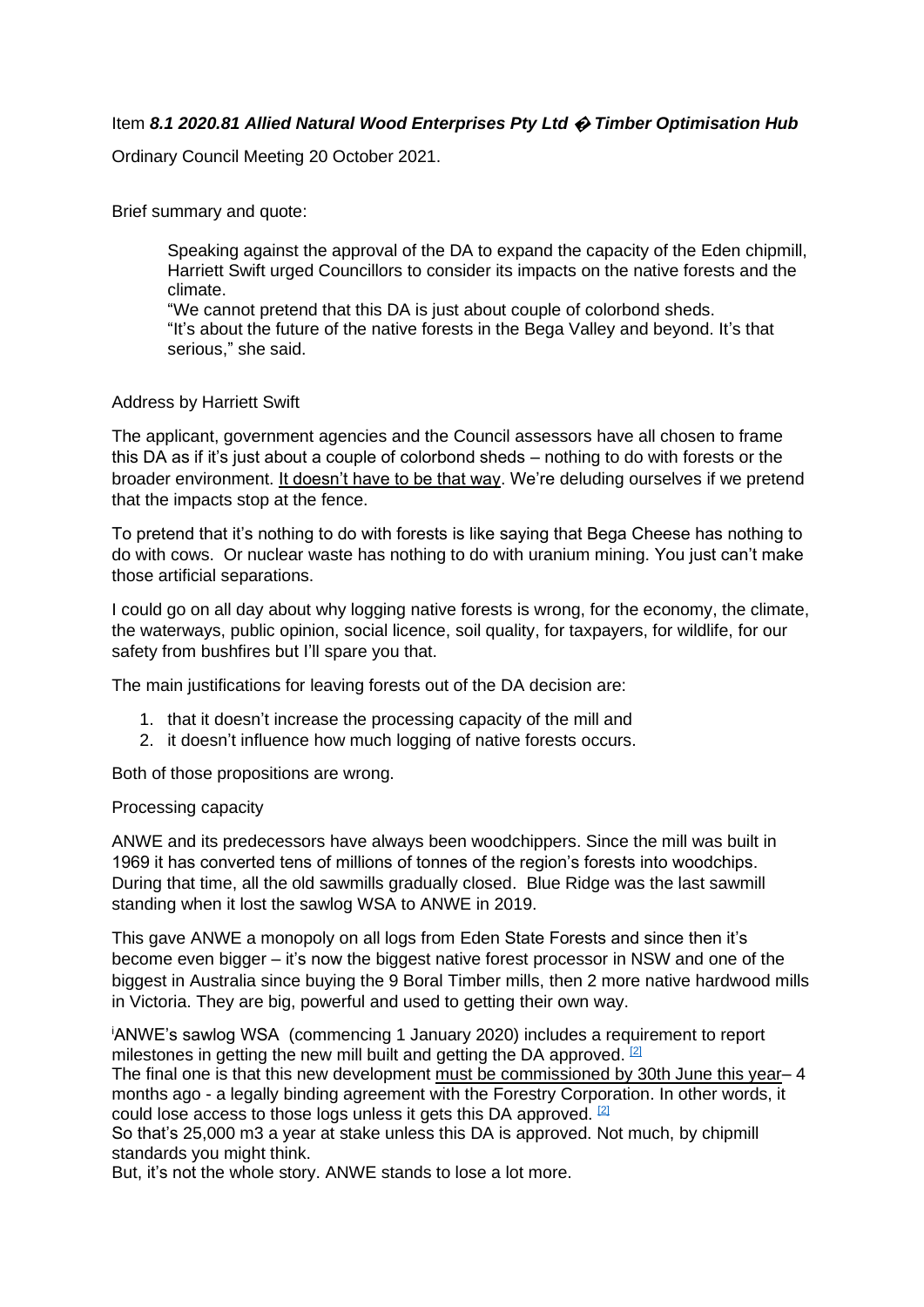Item ***8.1 2020.81 Allied Natural Wood Enterprises Pty Ltd � Timber Optimisation Hub***

Ordinary Council Meeting 20 October 2021.

Brief summary and quote:

> Speaking against the approval of the DA to expand the capacity of the Eden chipmill, Harriett Swift urged Councillors to consider its impacts on the native forests and the climate.
> "We cannot pretend that this DA is just about couple of colorbond sheds.
> "It's about the future of the native forests in the Bega Valley and beyond. It's that serious," she said.

Address by Harriett Swift

The applicant, government agencies and the Council assessors have all chosen to frame this DA as if it's just about a couple of colorbond sheds – nothing to do with forests or the broader environment. It doesn't have to be that way. We're deluding ourselves if we pretend that the impacts stop at the fence.

To pretend that it's nothing to do with forests is like saying that Bega Cheese has nothing to do with cows. Or nuclear waste has nothing to do with uranium mining. You just can't make those artificial separations.

I could go on all day about why logging native forests is wrong, for the economy, the climate, the waterways, public opinion, social licence, soil quality, for taxpayers, for wildlife, for our safety from bushfires but I'll spare you that.

The main justifications for leaving forests out of the DA decision are:

1. that it doesn't increase the processing capacity of the mill and
2. it doesn't influence how much logging of native forests occurs.

Both of those propositions are wrong.

Processing capacity

ANWE and its predecessors have always been woodchippers. Since the mill was built in 1969 it has converted tens of millions of tonnes of the region's forests into woodchips. During that time, all the old sawmills gradually closed. Blue Ridge was the last sawmill standing when it lost the sawlog WSA to ANWE in 2019.

This gave ANWE a monopoly on all logs from Eden State Forests and since then it's become even bigger – it's now the biggest native forest processor in NSW and one of the biggest in Australia since buying the 9 Boral Timber mills, then 2 more native hardwood mills in Victoria. They are big, powerful and used to getting their own way.

[i]ANWE's sawlog WSA (commencing 1 January 2020) includes a requirement to report milestones in getting the new mill built and getting the DA approved. [2]
The final one is that this new development must be commissioned by 30th June this year– 4 months ago - a legally binding agreement with the Forestry Corporation. In other words, it could lose access to those logs unless it gets this DA approved. [2]
So that's 25,000 m3 a year at stake unless this DA is approved. Not much, by chipmill standards you might think.
But, it's not the whole story. ANWE stands to lose a lot more.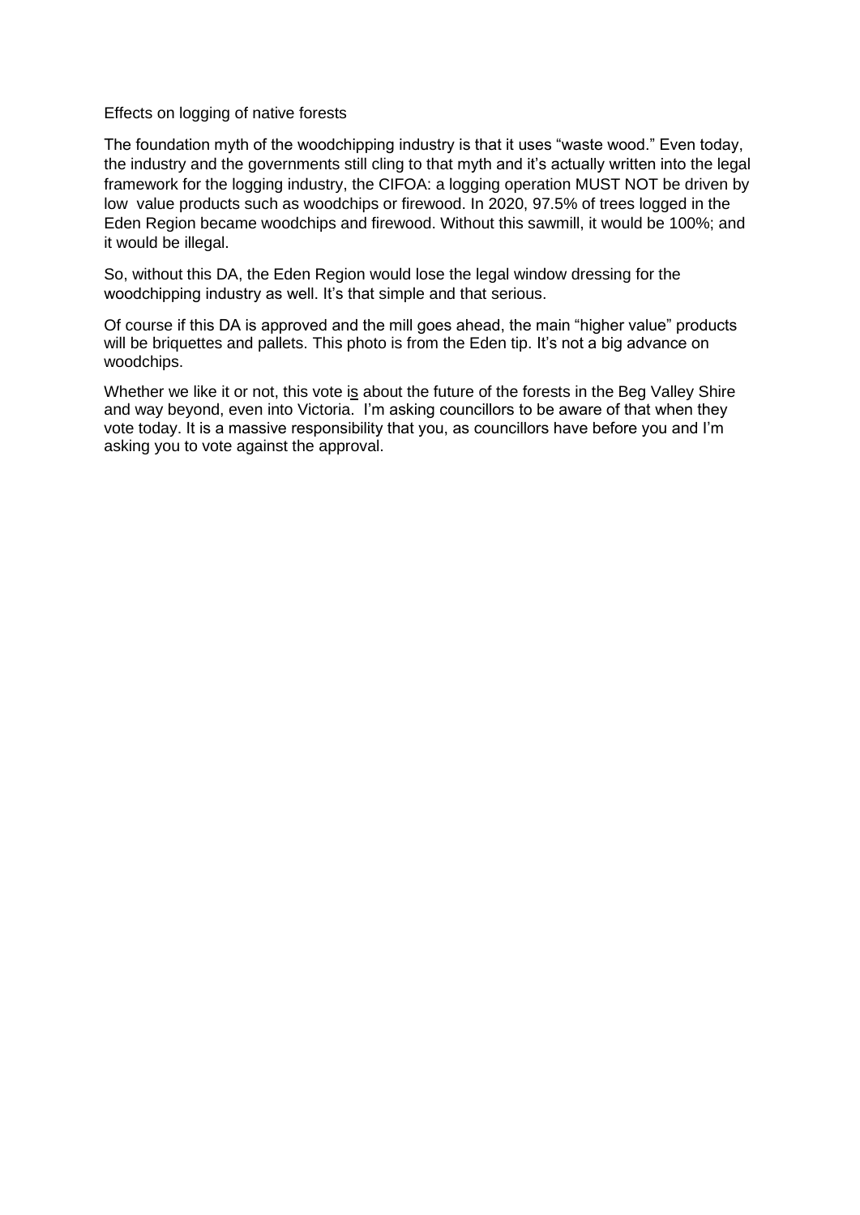Effects on logging of native forests

The foundation myth of the woodchipping industry is that it uses "waste wood." Even today, the industry and the governments still cling to that myth and it's actually written into the legal framework for the logging industry, the CIFOA: a logging operation MUST NOT be driven by low value products such as woodchips or firewood. In 2020, 97.5% of trees logged in the Eden Region became woodchips and firewood. Without this sawmill, it would be 100%; and it would be illegal.

So, without this DA, the Eden Region would lose the legal window dressing for the woodchipping industry as well. It's that simple and that serious.

Of course if this DA is approved and the mill goes ahead, the main "higher value" products will be briquettes and pallets. This photo is from the Eden tip. It's not a big advance on woodchips.

Whether we like it or not, this vote <u>is</u> about the future of the forests in the Beg Valley Shire and way beyond, even into Victoria. I'm asking councillors to be aware of that when they vote today. It is a massive responsibility that you, as councillors have before you and I'm asking you to vote against the approval.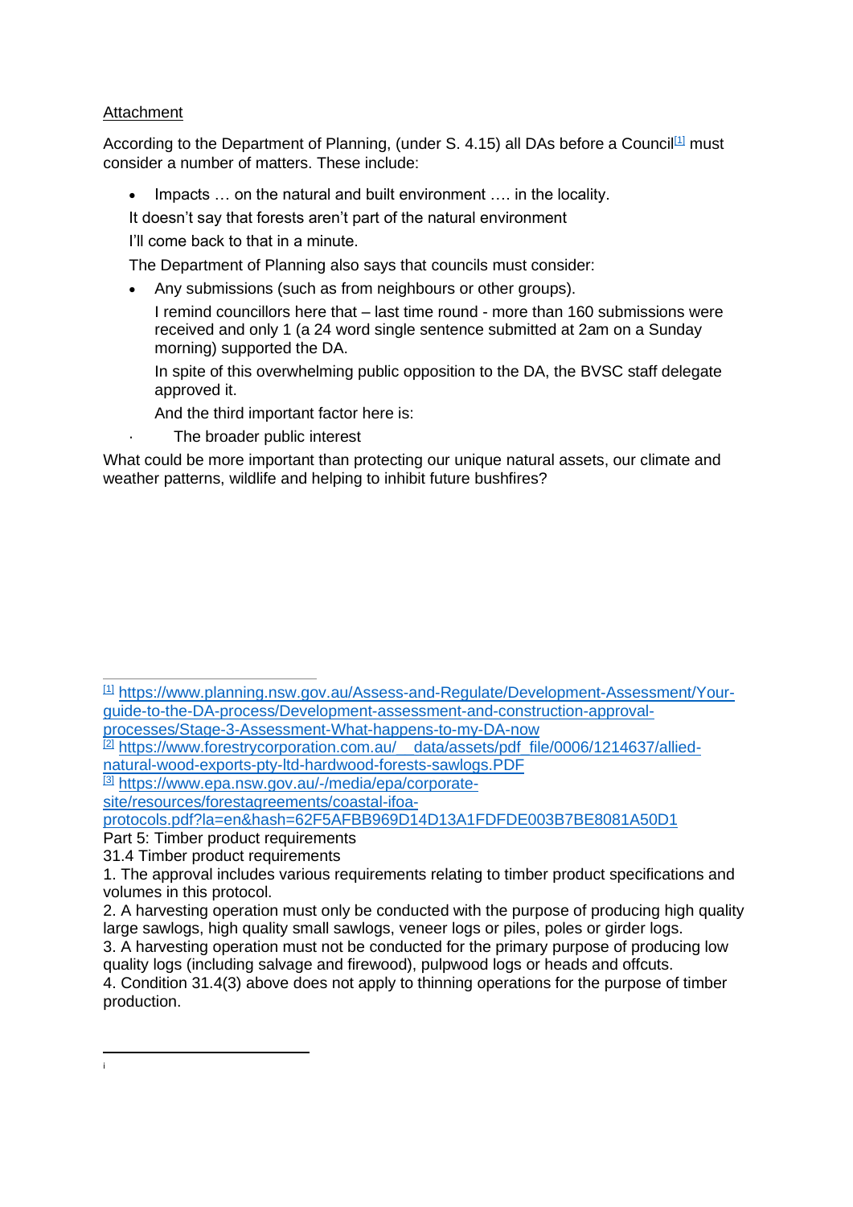Attachment

According to the Department of Planning, (under S. 4.15) all DAs before a Council[1] must consider a number of matters. These include:

- Impacts … on the natural and built environment …. in the locality.

It doesn't say that forests aren't part of the natural environment

I'll come back to that in a minute.

The Department of Planning also says that councils must consider:

- Any submissions (such as from neighbours or other groups).

  I remind councillors here that – last time round - more than 160 submissions were received and only 1 (a 24 word single sentence submitted at 2am on a Sunday morning) supported the DA.

  In spite of this overwhelming public opposition to the DA, the BVSC staff delegate approved it.

  And the third important factor here is:

- The broader public interest

What could be more important than protecting our unique natural assets, our climate and weather patterns, wildlife and helping to inhibit future bushfires?

---

[1] https://www.planning.nsw.gov.au/Assess-and-Regulate/Development-Assessment/Your-guide-to-the-DA-process/Development-assessment-and-construction-approval-processes/Stage-3-Assessment-What-happens-to-my-DA-now

[2] https://www.forestrycorporation.com.au/__data/assets/pdf_file/0006/1214637/allied-natural-wood-exports-pty-ltd-hardwood-forests-sawlogs.PDF

[3] https://www.epa.nsw.gov.au/-/media/epa/corporate-site/resources/forestagreements/coastal-ifoa-protocols.pdf?la=en&hash=62F5AFBB969D14D13A1FDFDE003B7BE8081A50D1

Part 5: Timber product requirements

31.4 Timber product requirements

1. The approval includes various requirements relating to timber product specifications and volumes in this protocol.
2. A harvesting operation must only be conducted with the purpose of producing high quality large sawlogs, high quality small sawlogs, veneer logs or piles, poles or girder logs.
3. A harvesting operation must not be conducted for the primary purpose of producing low quality logs (including salvage and firewood), pulpwood logs or heads and offcuts.
4. Condition 31.4(3) above does not apply to thinning operations for the purpose of timber production.

---

i